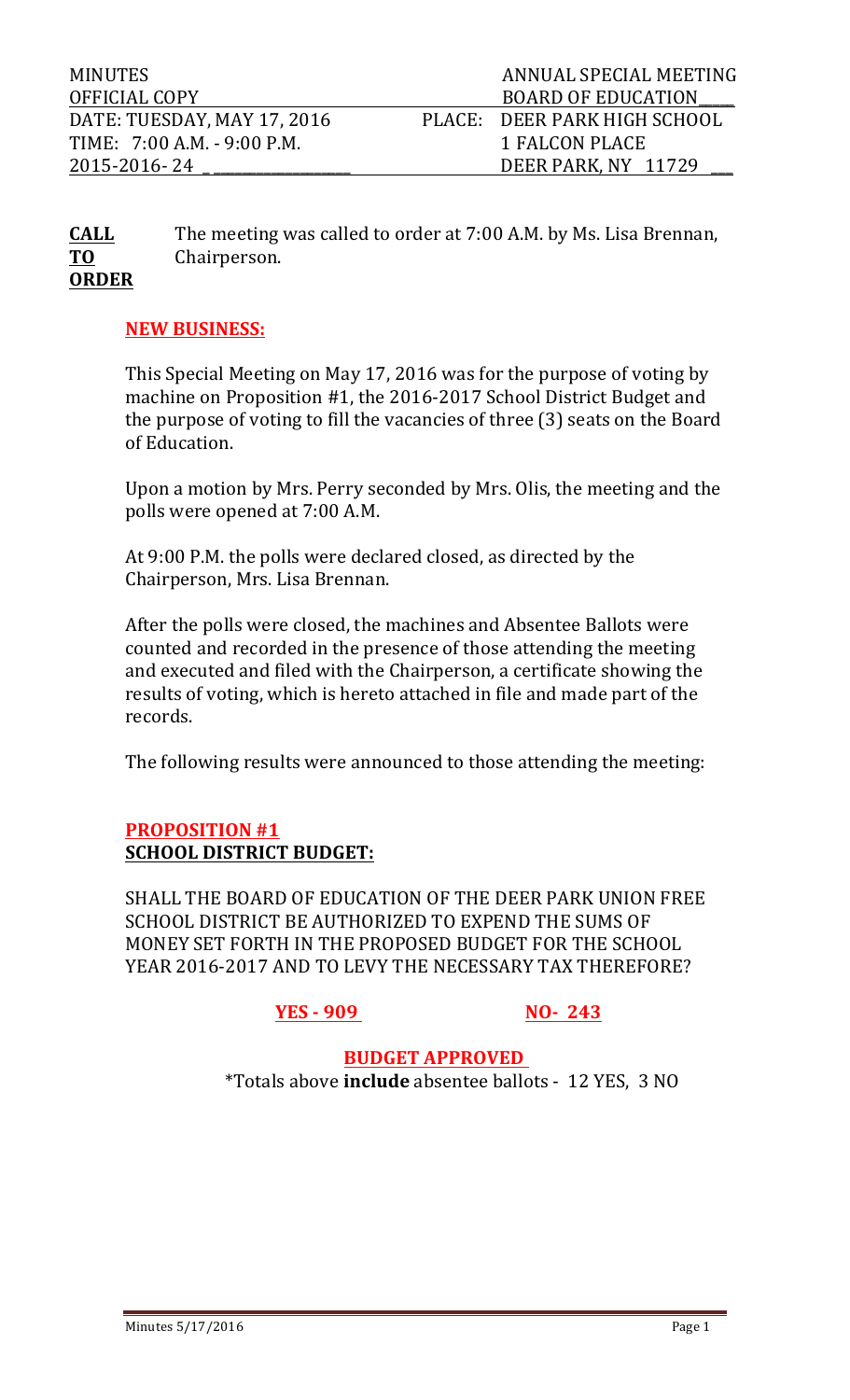| MINUTES | ANNUAL SPECIAL MEETING |
| --- | --- |
| OFFICIAL COPY | BOARD OF EDUCATION |
| DATE: TUESDAY, MAY 17, 2016 | PLACE: DEER PARK HIGH SCHOOL |
| TIME: 7:00 A.M. - 9:00 P.M. | 1 FALCON PLACE |
| 2015-2016- 24 | DEER PARK, NY 11729 |

**CALL TO ORDER** The meeting was called to order at 7:00 A.M. by Ms. Lisa Brennan, Chairperson.

**NEW BUSINESS:**

This Special Meeting on May 17, 2016 was for the purpose of voting by machine on Proposition #1, the 2016-2017 School District Budget and the purpose of voting to fill the vacancies of three (3) seats on the Board of Education.

Upon a motion by Mrs. Perry seconded by Mrs. Olis, the meeting and the polls were opened at 7:00 A.M.

At 9:00 P.M. the polls were declared closed, as directed by the Chairperson, Mrs. Lisa Brennan.

After the polls were closed, the machines and Absentee Ballots were counted and recorded in the presence of those attending the meeting and executed and filed with the Chairperson, a certificate showing the results of voting, which is hereto attached in file and made part of the records.

The following results were announced to those attending the meeting:

**PROPOSITION #1**
**SCHOOL DISTRICT BUDGET:**

SHALL THE BOARD OF EDUCATION OF THE DEER PARK UNION FREE SCHOOL DISTRICT BE AUTHORIZED TO EXPEND THE SUMS OF MONEY SET FORTH IN THE PROPOSED BUDGET FOR THE SCHOOL YEAR 2016-2017 AND TO LEVY THE NECESSARY TAX THEREFORE?

**YES - 909** **NO- 243**

**BUDGET APPROVED**

*Totals above **include** absentee ballots - 12 YES, 3 NO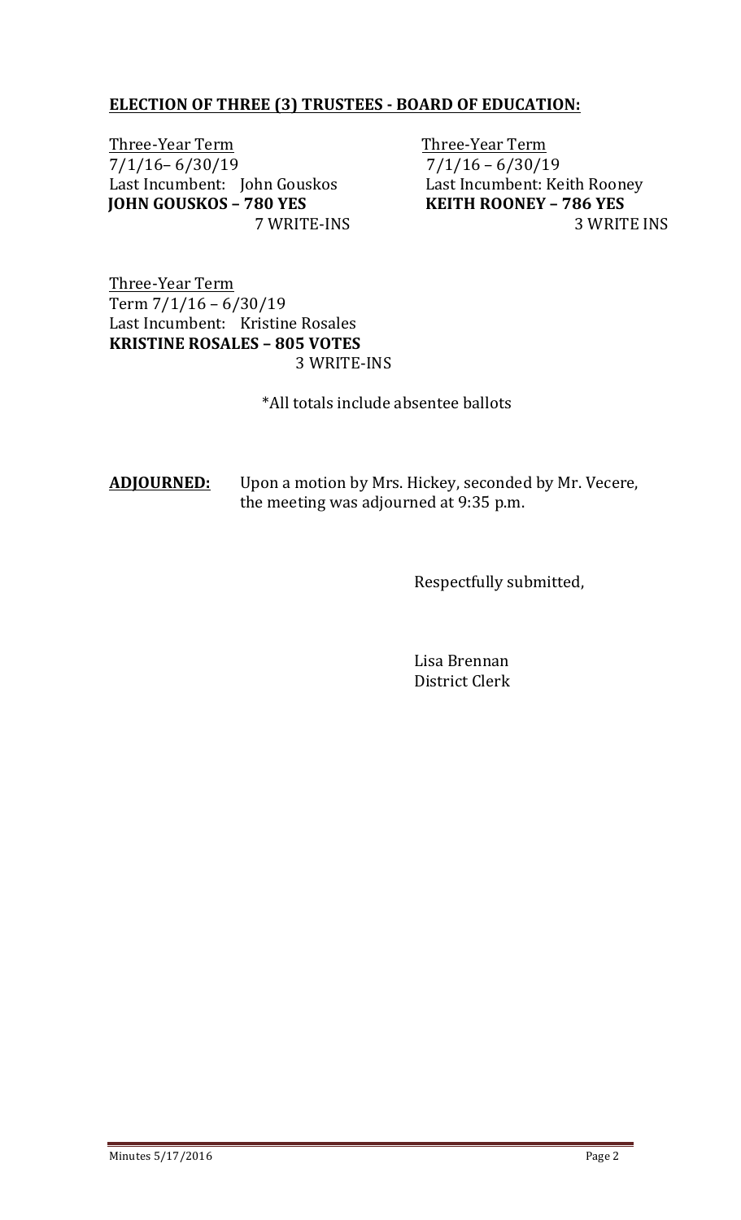**ELECTION OF THREE (3) TRUSTEES - BOARD OF EDUCATION:**

Three-Year Term
7/1/16– 6/30/19
Last Incumbent: John Gouskos
**JOHN GOUSKOS – 780 YES**
7 WRITE-INS

Three-Year Term
7/1/16 – 6/30/19
Last Incumbent: Keith Rooney
**KEITH ROONEY – 786 YES**
3 WRITE INS

Three-Year Term
Term 7/1/16 – 6/30/19
Last Incumbent: Kristine Rosales
**KRISTINE ROSALES – 805 VOTES**
3 WRITE-INS

*All totals include absentee ballots

**ADJOURNED:** Upon a motion by Mrs. Hickey, seconded by Mr. Vecere, the meeting was adjourned at 9:35 p.m.

Respectfully submitted,

Lisa Brennan
District Clerk